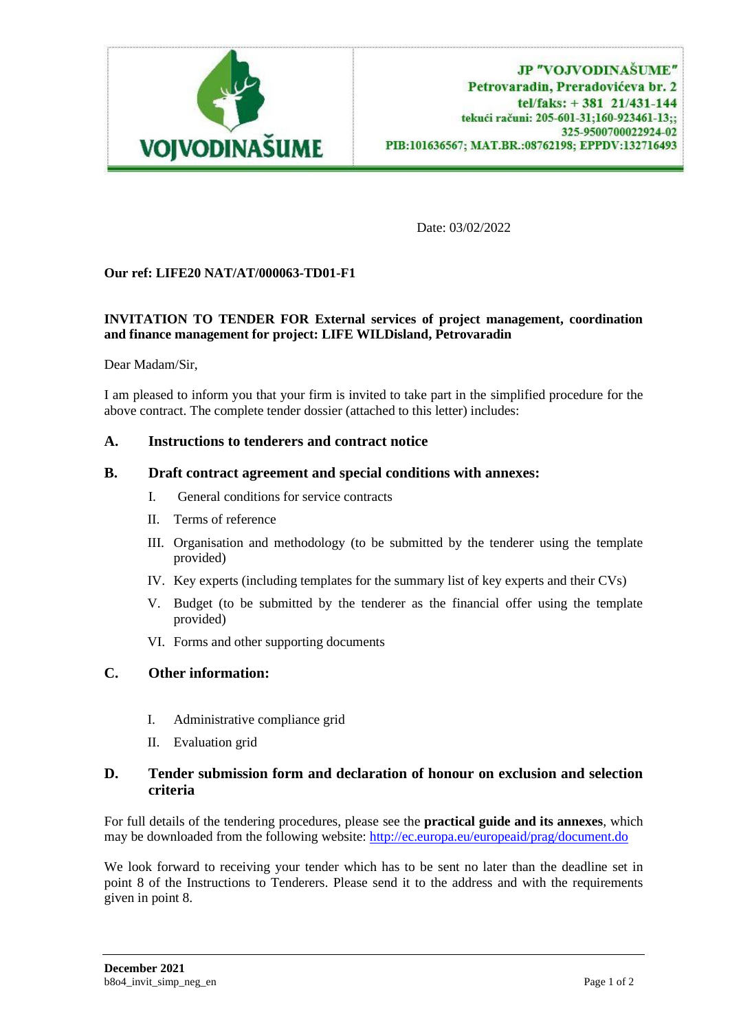JP "VOJVODINAŠUME"
Petrovaradin, Preradovićeva br. 2
tel/faks: + 381 21/431-144
tekući računi: 205-601-31;160-923461-13;;
325-9500700022924-02
PIB:101636567; MAT.BR.:08762198; EPPDV:132716493

Date: 03/02/2022

**Our ref: LIFE20 NAT/AT/000063-TD01-F1**

**INVITATION TO TENDER FOR External services of project management, coordination and finance management for project: LIFE WILDisland, Petrovaradin**

Dear Madam/Sir,

I am pleased to inform you that your firm is invited to take part in the simplified procedure for the above contract. The complete tender dossier (attached to this letter) includes:

## A. Instructions to tenderers and contract notice

## B. Draft contract agreement and special conditions with annexes:

I. General conditions for service contracts

II. Terms of reference

III. Organisation and methodology (to be submitted by the tenderer using the template provided)

IV. Key experts (including templates for the summary list of key experts and their CVs)

V. Budget (to be submitted by the tenderer as the financial offer using the template provided)

VI. Forms and other supporting documents

## C. Other information:

I. Administrative compliance grid

II. Evaluation grid

## D. Tender submission form and declaration of honour on exclusion and selection criteria

For full details of the tendering procedures, please see the **practical guide and its annexes**, which may be downloaded from the following website: http://ec.europa.eu/europeaid/prag/document.do

We look forward to receiving your tender which has to be sent no later than the deadline set in point 8 of the Instructions to Tenderers. Please send it to the address and with the requirements given in point 8.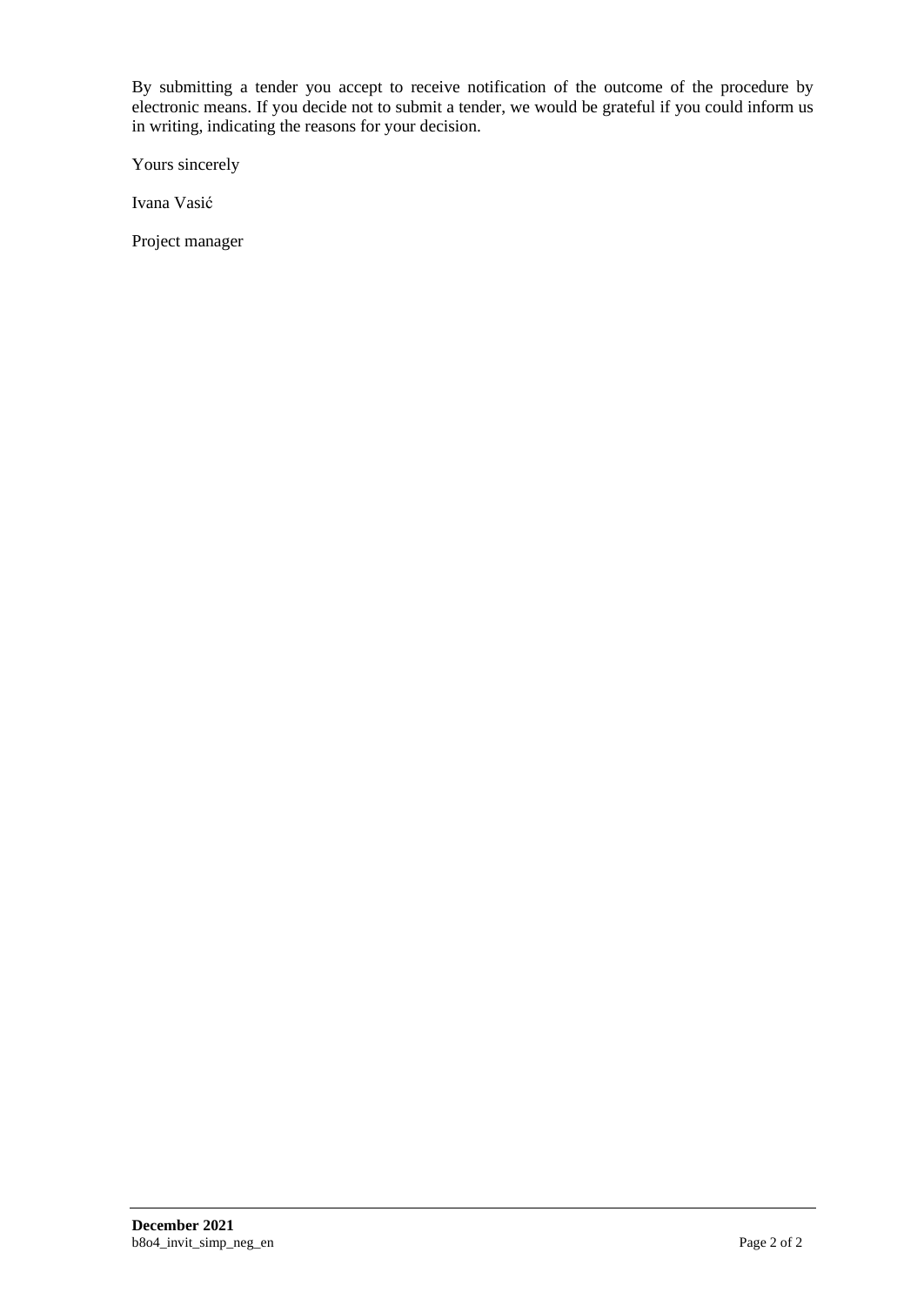By submitting a tender you accept to receive notification of the outcome of the procedure by electronic means. If you decide not to submit a tender, we would be grateful if you could inform us in writing, indicating the reasons for your decision.

Yours sincerely

Ivana Vasić

Project manager